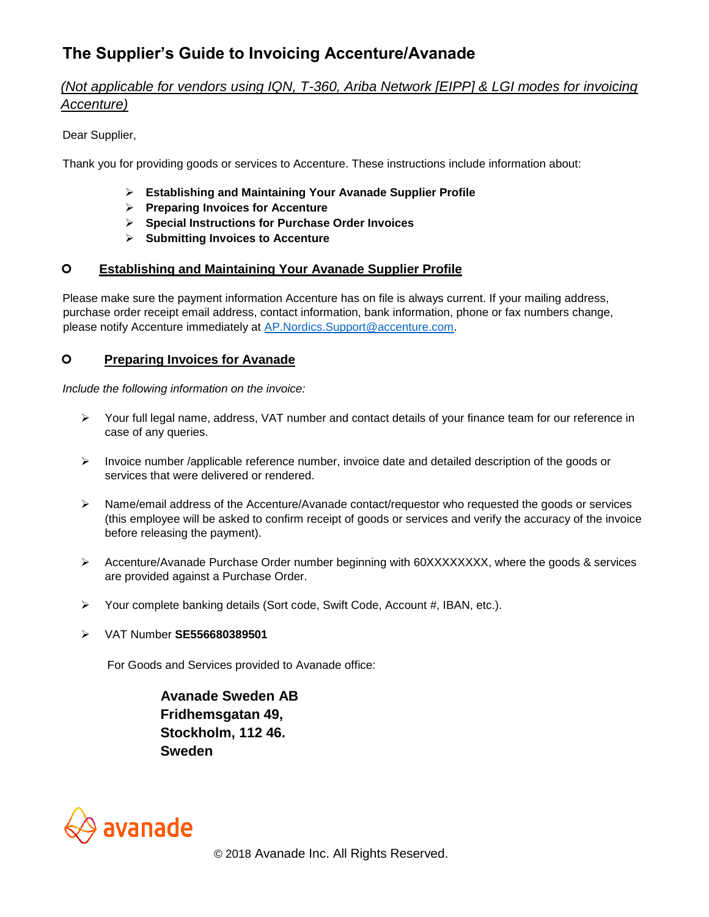# The Supplier's Guide to Invoicing Accenture/Avanade

*(Not applicable for vendors using IQN, T-360, Ariba Network [EIPP] & LGI modes for invoicing Accenture)*

Dear Supplier,

Thank you for providing goods or services to Accenture. These instructions include information about:

- **Establishing and Maintaining Your Avanade Supplier Profile**
- **Preparing Invoices for Accenture**
- **Special Instructions for Purchase Order Invoices**
- **Submitting Invoices to Accenture**

## Establishing and Maintaining Your Avanade Supplier Profile

Please make sure the payment information Accenture has on file is always current. If your mailing address, purchase order receipt email address, contact information, bank information, phone or fax numbers change, please notify Accenture immediately at AP.Nordics.Support@accenture.com.

## Preparing Invoices for Avanade

*Include the following information on the invoice:*

- Your full legal name, address, VAT number and contact details of your finance team for our reference in case of any queries.
- Invoice number /applicable reference number, invoice date and detailed description of the goods or services that were delivered or rendered.
- Name/email address of the Accenture/Avanade contact/requestor who requested the goods or services (this employee will be asked to confirm receipt of goods or services and verify the accuracy of the invoice before releasing the payment).
- Accenture/Avanade Purchase Order number beginning with 60XXXXXXXX, where the goods & services are provided against a Purchase Order.
- Your complete banking details (Sort code, Swift Code, Account #, IBAN, etc.).
- VAT Number **SE556680389501**

For Goods and Services provided to Avanade office:

**Avanade Sweden AB**
**Fridhemsgatan 49,**
**Stockholm, 112 46.**
**Sweden**

avanade

© 2018 Avanade Inc. All Rights Reserved.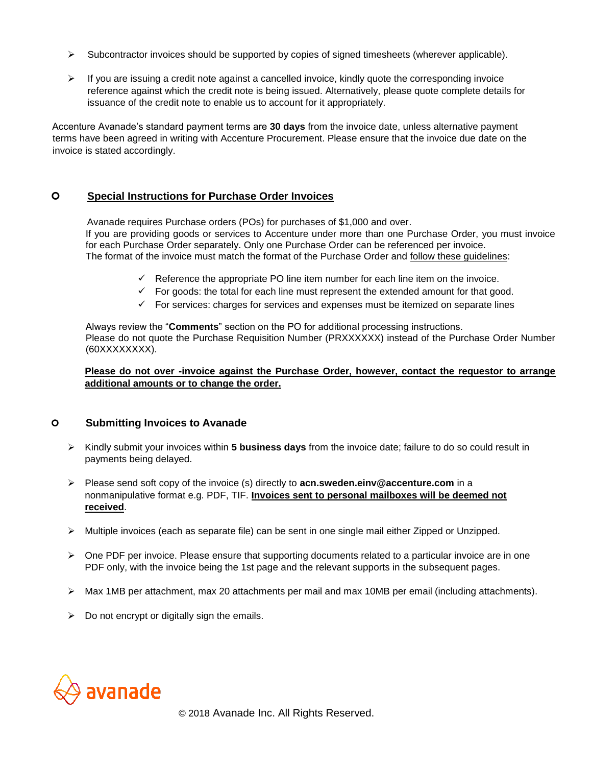- Subcontractor invoices should be supported by copies of signed timesheets (wherever applicable).

- If you are issuing a credit note against a cancelled invoice, kindly quote the corresponding invoice reference against which the credit note is being issued. Alternatively, please quote complete details for issuance of the credit note to enable us to account for it appropriately.

Accenture Avanade's standard payment terms are **30 days** from the invoice date, unless alternative payment terms have been agreed in writing with Accenture Procurement. Please ensure that the invoice due date on the invoice is stated accordingly.

## Special Instructions for Purchase Order Invoices

Avanade requires Purchase orders (POs) for purchases of $1,000 and over.
If you are providing goods or services to Accenture under more than one Purchase Order, you must invoice for each Purchase Order separately. Only one Purchase Order can be referenced per invoice.
The format of the invoice must match the format of the Purchase Order and follow these guidelines:

- ✓ Reference the appropriate PO line item number for each line item on the invoice.
- ✓ For goods: the total for each line must represent the extended amount for that good.
- ✓ For services: charges for services and expenses must be itemized on separate lines

Always review the "**Comments**" section on the PO for additional processing instructions.
Please do not quote the Purchase Requisition Number (PRXXXXXX) instead of the Purchase Order Number (60XXXXXXXX).

**Please do not over -invoice against the Purchase Order, however, contact the requestor to arrange additional amounts or to change the order.**

## Submitting Invoices to Avanade

- Kindly submit your invoices within **5 business days** from the invoice date; failure to do so could result in payments being delayed.

- Please send soft copy of the invoice (s) directly to **acn.sweden.einv@accenture.com** in a nonmanipulative format e.g. PDF, TIF. **Invoices sent to personal mailboxes will be deemed not received**.

- Multiple invoices (each as separate file) can be sent in one single mail either Zipped or Unzipped.

- One PDF per invoice. Please ensure that supporting documents related to a particular invoice are in one PDF only, with the invoice being the 1st page and the relevant supports in the subsequent pages.

- Max 1MB per attachment, max 20 attachments per mail and max 10MB per email (including attachments).

- Do not encrypt or digitally sign the emails.

avanade

© 2018 Avanade Inc. All Rights Reserved.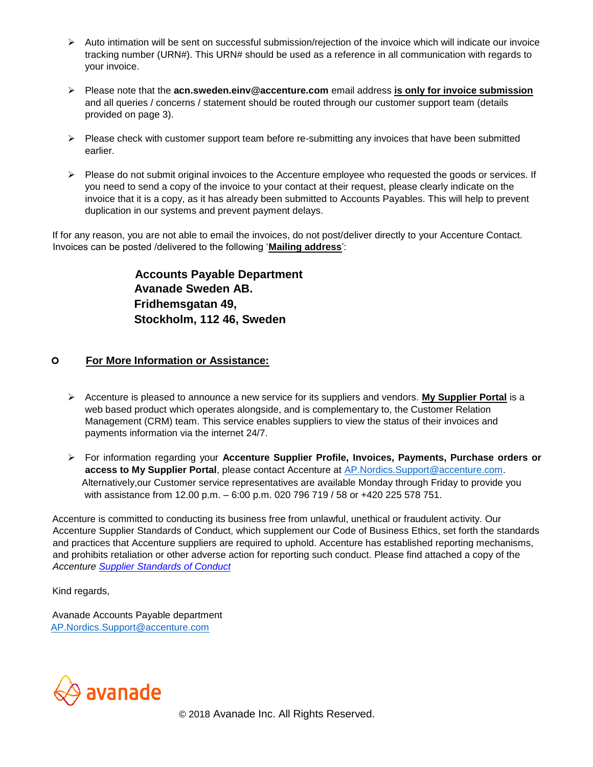- Auto intimation will be sent on successful submission/rejection of the invoice which will indicate our invoice tracking number (URN#). This URN# should be used as a reference in all communication with regards to your invoice.

- Please note that the **acn.sweden.einv@accenture.com** email address **is only for invoice submission** and all queries / concerns / statement should be routed through our customer support team (details provided on page 3).

- Please check with customer support team before re-submitting any invoices that have been submitted earlier.

- Please do not submit original invoices to the Accenture employee who requested the goods or services. If you need to send a copy of the invoice to your contact at their request, please clearly indicate on the invoice that it is a copy, as it has already been submitted to Accounts Payables. This will help to prevent duplication in our systems and prevent payment delays.

If for any reason, you are not able to email the invoices, do not post/deliver directly to your Accenture Contact. Invoices can be posted /delivered to the following '**Mailing address**':

**Accounts Payable Department**
**Avanade Sweden AB.**
**Fridhemsgatan 49,**
**Stockholm, 112 46, Sweden**

- **For More Information or Assistance:**

  - Accenture is pleased to announce a new service for its suppliers and vendors. **My Supplier Portal** is a web based product which operates alongside, and is complementary to, the Customer Relation Management (CRM) team. This service enables suppliers to view the status of their invoices and payments information via the internet 24/7.

  - For information regarding your **Accenture Supplier Profile, Invoices, Payments, Purchase orders or access to My Supplier Portal**, please contact Accenture at AP.Nordics.Support@accenture.com. Alternatively,our Customer service representatives are available Monday through Friday to provide you with assistance from 12.00 p.m. – 6:00 p.m. 020 796 719 / 58 or +420 225 578 751.

Accenture is committed to conducting its business free from unlawful, unethical or fraudulent activity. Our Accenture Supplier Standards of Conduct, which supplement our Code of Business Ethics, set forth the standards and practices that Accenture suppliers are required to uphold. Accenture has established reporting mechanisms, and prohibits retaliation or other adverse action for reporting such conduct. Please find attached a copy of the *Accenture Supplier Standards of Conduct*

Kind regards,

Avanade Accounts Payable department
AP.Nordics.Support@accenture.com

avanade

© 2018 Avanade Inc. All Rights Reserved.